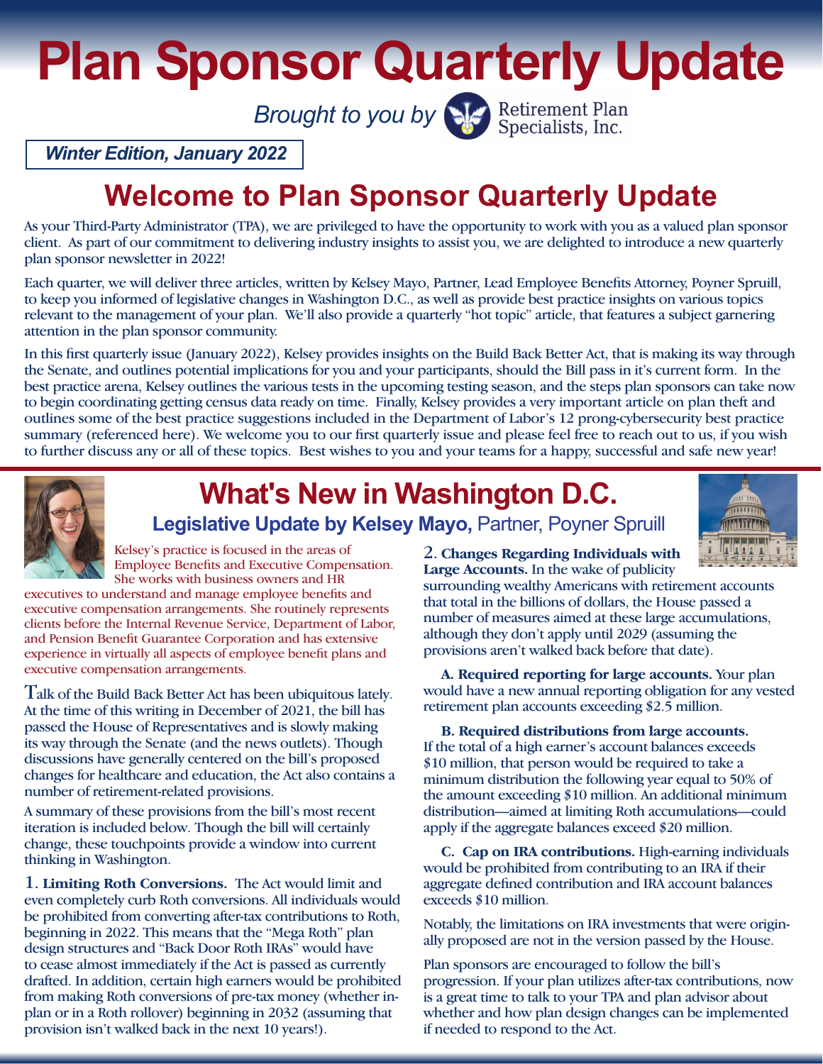# Plan Sponsor Quarterly Update

*Brought to you by* Retirement Plan Specialists, Inc.

***Winter Edition, January 2022***

## Welcome to Plan Sponsor Quarterly Update

As your Third-Party Administrator (TPA), we are privileged to have the opportunity to work with you as a valued plan sponsor client. As part of our commitment to delivering industry insights to assist you, we are delighted to introduce a new quarterly plan sponsor newsletter in 2022!

Each quarter, we will deliver three articles, written by Kelsey Mayo, Partner, Lead Employee Benefits Attorney, Poyner Spruill, to keep you informed of legislative changes in Washington D.C., as well as provide best practice insights on various topics relevant to the management of your plan. We'll also provide a quarterly "hot topic" article, that features a subject garnering attention in the plan sponsor community.

In this first quarterly issue (January 2022), Kelsey provides insights on the Build Back Better Act, that is making its way through the Senate, and outlines potential implications for you and your participants, should the Bill pass in it's current form. In the best practice arena, Kelsey outlines the various tests in the upcoming testing season, and the steps plan sponsors can take now to begin coordinating getting census data ready on time. Finally, Kelsey provides a very important article on plan theft and outlines some of the best practice suggestions included in the Department of Labor's 12 prong-cybersecurity best practice summary (referenced here). We welcome you to our first quarterly issue and please feel free to reach out to us, if you wish to further discuss any or all of these topics. Best wishes to you and your teams for a happy, successful and safe new year!

## What's New in Washington D.C.

### Legislative Update by Kelsey Mayo, Partner, Poyner Spruill

Kelsey's practice is focused in the areas of Employee Benefits and Executive Compensation. She works with business owners and HR executives to understand and manage employee benefits and executive compensation arrangements. She routinely represents clients before the Internal Revenue Service, Department of Labor, and Pension Benefit Guarantee Corporation and has extensive experience in virtually all aspects of employee benefit plans and executive compensation arrangements.

Talk of the Build Back Better Act has been ubiquitous lately. At the time of this writing in December of 2021, the bill has passed the House of Representatives and is slowly making its way through the Senate (and the news outlets). Though discussions have generally centered on the bill's proposed changes for healthcare and education, the Act also contains a number of retirement-related provisions.

A summary of these provisions from the bill's most recent iteration is included below. Though the bill will certainly change, these touchpoints provide a window into current thinking in Washington.

1. **Limiting Roth Conversions.** The Act would limit and even completely curb Roth conversions. All individuals would be prohibited from converting after-tax contributions to Roth, beginning in 2022. This means that the "Mega Roth" plan design structures and "Back Door Roth IRAs" would have to cease almost immediately if the Act is passed as currently drafted. In addition, certain high earners would be prohibited from making Roth conversions of pre-tax money (whether in-plan or in a Roth rollover) beginning in 2032 (assuming that provision isn't walked back in the next 10 years!).

2. **Changes Regarding Individuals with Large Accounts.** In the wake of publicity surrounding wealthy Americans with retirement accounts that total in the billions of dollars, the House passed a number of measures aimed at these large accumulations, although they don't apply until 2029 (assuming the provisions aren't walked back before that date).

   **A. Required reporting for large accounts.** Your plan would have a new annual reporting obligation for any vested retirement plan accounts exceeding $2.5 million.

   **B. Required distributions from large accounts.** If the total of a high earner's account balances exceeds $10 million, that person would be required to take a minimum distribution the following year equal to 50% of the amount exceeding $10 million. An additional minimum distribution—aimed at limiting Roth accumulations—could apply if the aggregate balances exceed $20 million.

   **C. Cap on IRA contributions.** High-earning individuals would be prohibited from contributing to an IRA if their aggregate defined contribution and IRA account balances exceeds $10 million.

Notably, the limitations on IRA investments that were originally proposed are not in the version passed by the House.

Plan sponsors are encouraged to follow the bill's progression. If your plan utilizes after-tax contributions, now is a great time to talk to your TPA and plan advisor about whether and how plan design changes can be implemented if needed to respond to the Act.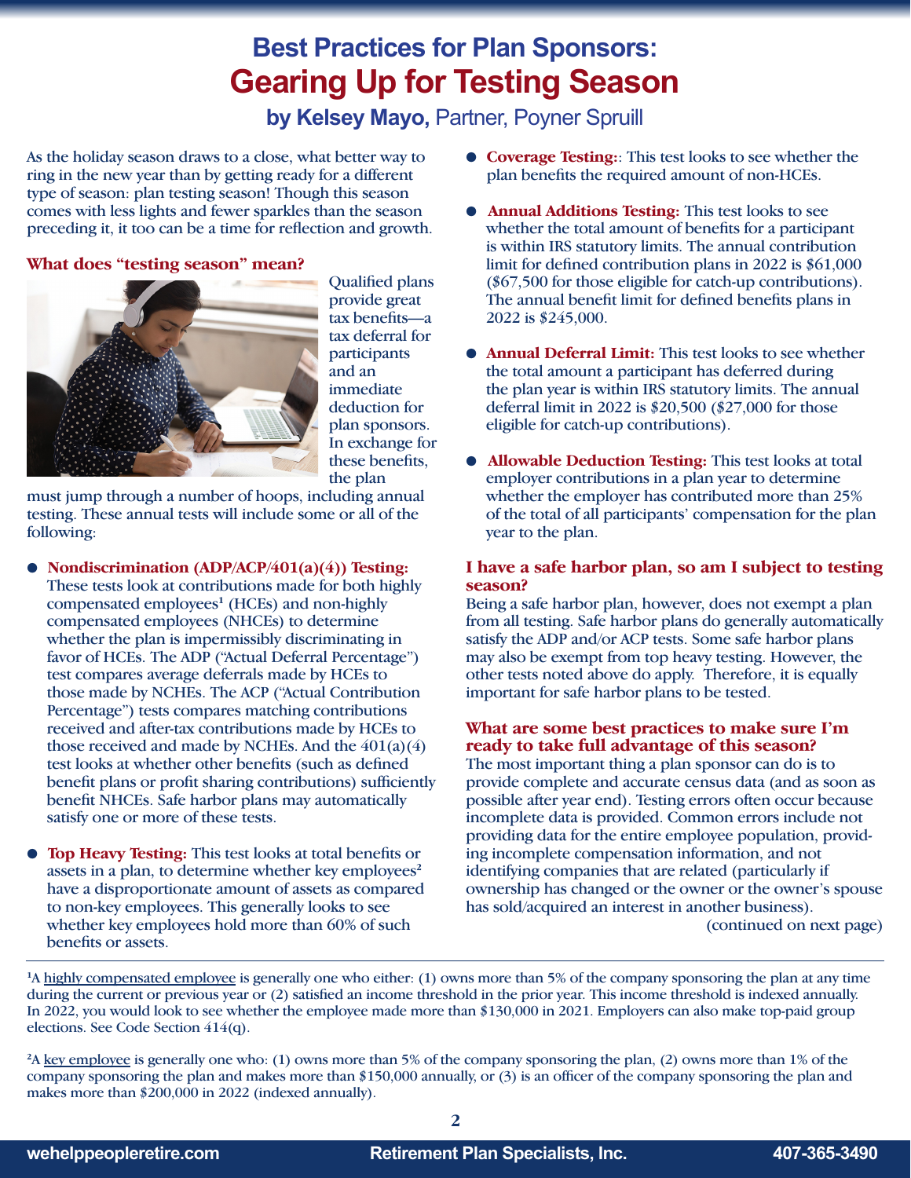# Best Practices for Plan Sponsors: Gearing Up for Testing Season

**by Kelsey Mayo,** Partner, Poyner Spruill

As the holiday season draws to a close, what better way to ring in the new year than by getting ready for a different type of season: plan testing season! Though this season comes with less lights and fewer sparkles than the season preceding it, it too can be a time for reflection and growth.

## What does "testing season" mean?

Qualified plans provide great tax benefits—a tax deferral for participants and an immediate deduction for plan sponsors. In exchange for these benefits, the plan must jump through a number of hoops, including annual testing. These annual tests will include some or all of the following:

- **Nondiscrimination (ADP/ACP/401(a)(4)) Testing:** These tests look at contributions made for both highly compensated employees[1] (HCEs) and non-highly compensated employees (NHCEs) to determine whether the plan is impermissibly discriminating in favor of HCEs. The ADP ("Actual Deferral Percentage") test compares average deferrals made by HCEs to those made by NCHEs. The ACP ("Actual Contribution Percentage") tests compares matching contributions received and after-tax contributions made by HCEs to those received and made by NCHEs. And the 401(a)(4) test looks at whether other benefits (such as defined benefit plans or profit sharing contributions) sufficiently benefit NHCEs. Safe harbor plans may automatically satisfy one or more of these tests.
- **Top Heavy Testing:** This test looks at total benefits or assets in a plan, to determine whether key employees[2] have a disproportionate amount of assets as compared to non-key employees. This generally looks to see whether key employees hold more than 60% of such benefits or assets.
- **Coverage Testing:**: This test looks to see whether the plan benefits the required amount of non-HCEs.
- **Annual Additions Testing:** This test looks to see whether the total amount of benefits for a participant is within IRS statutory limits. The annual contribution limit for defined contribution plans in 2022 is $61,000 ($67,500 for those eligible for catch-up contributions). The annual benefit limit for defined benefits plans in 2022 is $245,000.
- **Annual Deferral Limit:** This test looks to see whether the total amount a participant has deferred during the plan year is within IRS statutory limits. The annual deferral limit in 2022 is $20,500 ($27,000 for those eligible for catch-up contributions).
- **Allowable Deduction Testing:** This test looks at total employer contributions in a plan year to determine whether the employer has contributed more than 25% of the total of all participants' compensation for the plan year to the plan.

## I have a safe harbor plan, so am I subject to testing season?

Being a safe harbor plan, however, does not exempt a plan from all testing. Safe harbor plans do generally automatically satisfy the ADP and/or ACP tests. Some safe harbor plans may also be exempt from top heavy testing. However, the other tests noted above do apply. Therefore, it is equally important for safe harbor plans to be tested.

## What are some best practices to make sure I'm ready to take full advantage of this season?

The most important thing a plan sponsor can do is to provide complete and accurate census data (and as soon as possible after year end). Testing errors often occur because incomplete data is provided. Common errors include not providing data for the entire employee population, providing incomplete compensation information, and not identifying companies that are related (particularly if ownership has changed or the owner or the owner's spouse has sold/acquired an interest in another business).

(continued on next page)

---

[1] A highly compensated employee is generally one who either: (1) owns more than 5% of the company sponsoring the plan at any time during the current or previous year or (2) satisfied an income threshold in the prior year. This income threshold is indexed annually. In 2022, you would look to see whether the employee made more than $130,000 in 2021. Employers can also make top-paid group elections. See Code Section 414(q).

[2] A key employee is generally one who: (1) owns more than 5% of the company sponsoring the plan, (2) owns more than 1% of the company sponsoring the plan and makes more than $150,000 annually, or (3) is an officer of the company sponsoring the plan and makes more than $200,000 in 2022 (indexed annually).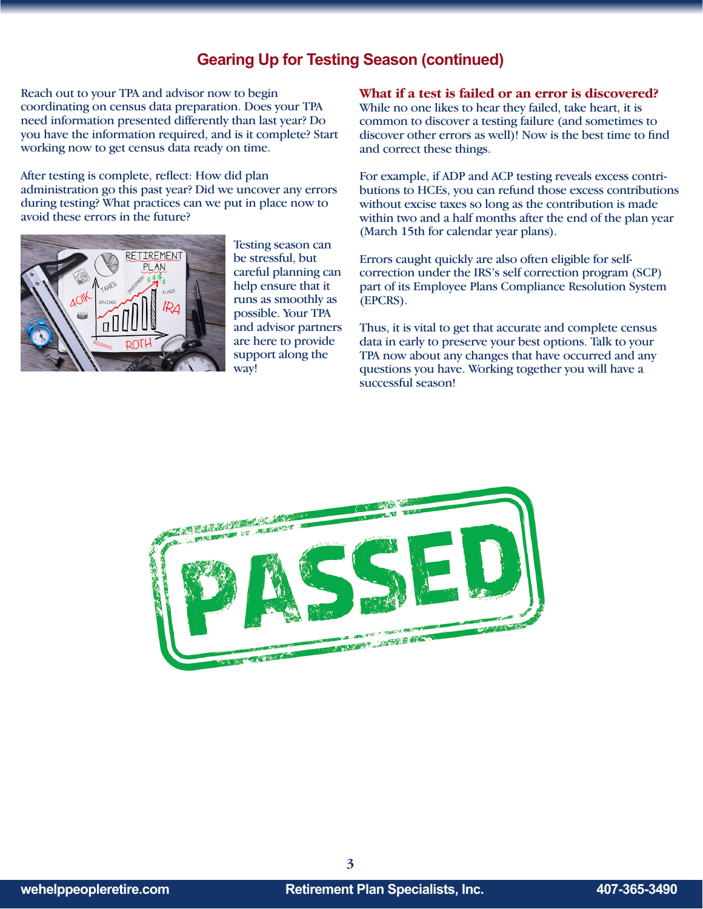## Gearing Up for Testing Season (continued)

Reach out to your TPA and advisor now to begin coordinating on census data preparation. Does your TPA need information presented differently than last year? Do you have the information required, and is it complete? Start working now to get census data ready on time.

After testing is complete, reflect: How did plan administration go this past year? Did we uncover any errors during testing? What practices can we put in place now to avoid these errors in the future?

Testing season can be stressful, but careful planning can help ensure that it runs as smoothly as possible. Your TPA and advisor partners are here to provide support along the way!

### What if a test is failed or an error is discovered?

While no one likes to hear they failed, take heart, it is common to discover a testing failure (and sometimes to discover other errors as well)! Now is the best time to find and correct these things.

For example, if ADP and ACP testing reveals excess contributions to HCEs, you can refund those excess contributions without excise taxes so long as the contribution is made within two and a half months after the end of the plan year (March 15th for calendar year plans).

Errors caught quickly are also often eligible for self-correction under the IRS's self correction program (SCP) part of its Employee Plans Compliance Resolution System (EPCRS).

Thus, it is vital to get that accurate and complete census data in early to preserve your best options. Talk to your TPA now about any changes that have occurred and any questions you have. Working together you will have a successful season!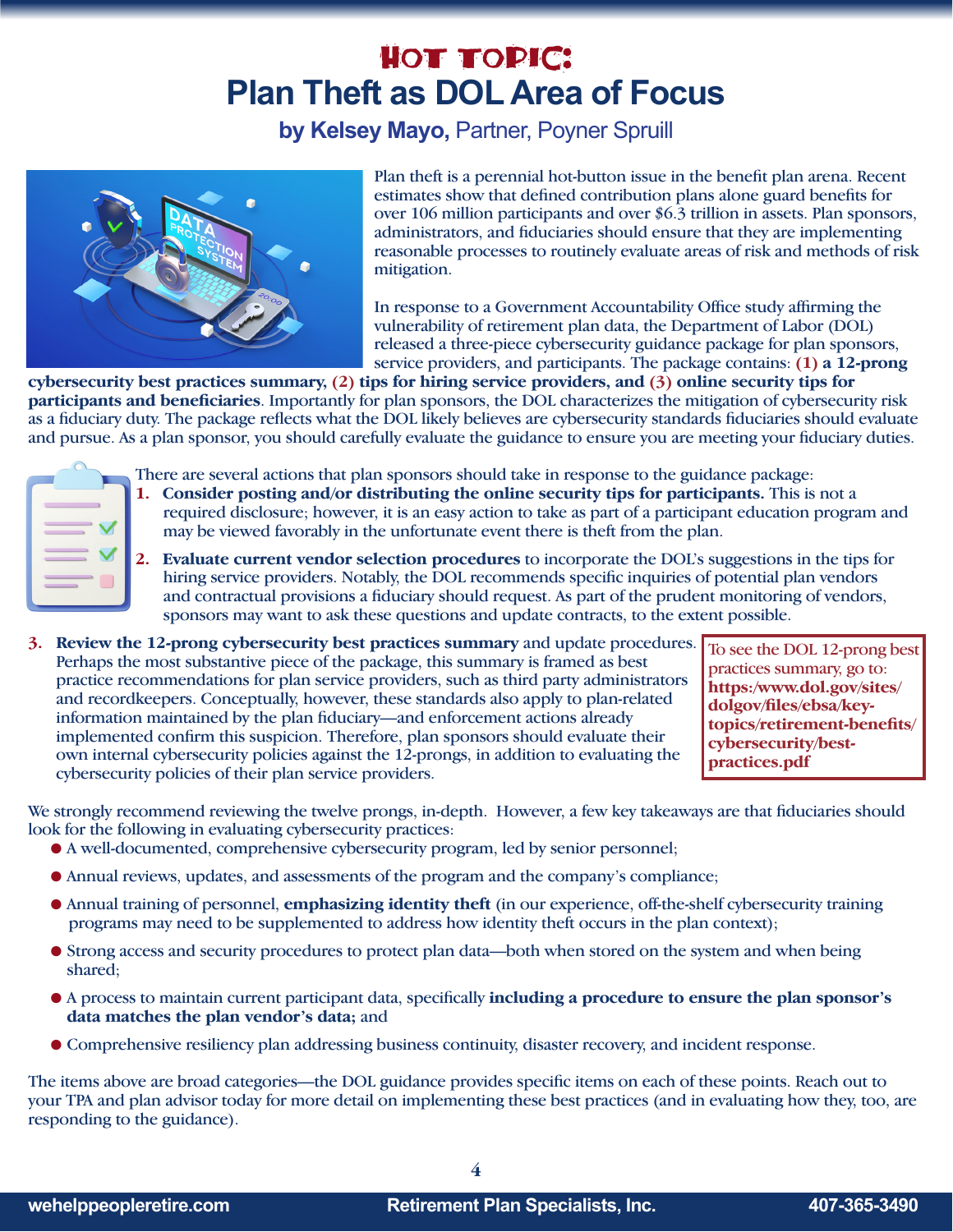# HOT TOPIC:
# Plan Theft as DOL Area of Focus

**by Kelsey Mayo,** Partner, Poyner Spruill

Plan theft is a perennial hot-button issue in the benefit plan arena. Recent estimates show that defined contribution plans alone guard benefits for over 106 million participants and over $6.3 trillion in assets. Plan sponsors, administrators, and fiduciaries should ensure that they are implementing reasonable processes to routinely evaluate areas of risk and methods of risk mitigation.

In response to a Government Accountability Office study affirming the vulnerability of retirement plan data, the Department of Labor (DOL) released a three-piece cybersecurity guidance package for plan sponsors, service providers, and participants. The package contains: **(1) a 12-prong cybersecurity best practices summary, (2) tips for hiring service providers, and (3) online security tips for participants and beneficiaries**. Importantly for plan sponsors, the DOL characterizes the mitigation of cybersecurity risk as a fiduciary duty. The package reflects what the DOL likely believes are cybersecurity standards fiduciaries should evaluate and pursue. As a plan sponsor, you should carefully evaluate the guidance to ensure you are meeting your fiduciary duties.

There are several actions that plan sponsors should take in response to the guidance package:

1. **Consider posting and/or distributing the online security tips for participants.** This is not a required disclosure; however, it is an easy action to take as part of a participant education program and may be viewed favorably in the unfortunate event there is theft from the plan.
2. **Evaluate current vendor selection procedures** to incorporate the DOL's suggestions in the tips for hiring service providers. Notably, the DOL recommends specific inquiries of potential plan vendors and contractual provisions a fiduciary should request. As part of the prudent monitoring of vendors, sponsors may want to ask these questions and update contracts, to the extent possible.
3. **Review the 12-prong cybersecurity best practices summary** and update procedures. Perhaps the most substantive piece of the package, this summary is framed as best practice recommendations for plan service providers, such as third party administrators and recordkeepers. Conceptually, however, these standards also apply to plan-related information maintained by the plan fiduciary—and enforcement actions already implemented confirm this suspicion. Therefore, plan sponsors should evaluate their own internal cybersecurity policies against the 12-prongs, in addition to evaluating the cybersecurity policies of their plan service providers.

To see the DOL 12-prong best practices summary, go to: **https:/www.dol.gov/sites/dolgov/files/ebsa/key-topics/retirement-benefits/cybersecurity/best-practices.pdf**

We strongly recommend reviewing the twelve prongs, in-depth. However, a few key takeaways are that fiduciaries should look for the following in evaluating cybersecurity practices:

- A well-documented, comprehensive cybersecurity program, led by senior personnel;
- Annual reviews, updates, and assessments of the program and the company's compliance;
- Annual training of personnel, **emphasizing identity theft** (in our experience, off-the-shelf cybersecurity training programs may need to be supplemented to address how identity theft occurs in the plan context);
- Strong access and security procedures to protect plan data—both when stored on the system and when being shared;
- A process to maintain current participant data, specifically **including a procedure to ensure the plan sponsor's data matches the plan vendor's data;** and
- Comprehensive resiliency plan addressing business continuity, disaster recovery, and incident response.

The items above are broad categories—the DOL guidance provides specific items on each of these points. Reach out to your TPA and plan advisor today for more detail on implementing these best practices (and in evaluating how they, too, are responding to the guidance).